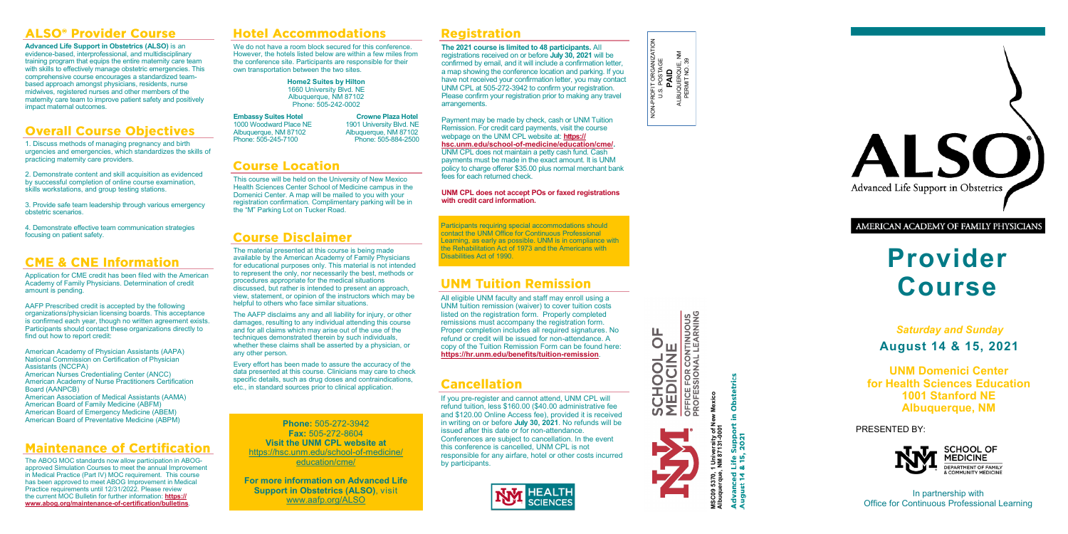## ALSO® Provider Course

**Advanced Life Support in Obstetrics (ALSO)** is an evidence-based, interprofessional, and multidisciplinary training program that equips the entire maternity care team with skills to effectively manage obstetric emergencies. This comprehensive course encourages a standardized team-based approach amongst physicians, residents, nurse midwives, registered nurses and other members of the maternity care team to improve patient safety and positively impact maternal outcomes.

## Overall Course Objectives

1. Discuss methods of managing pregnancy and birth urgencies and emergencies, which standardizes the skills of practicing maternity care providers.

2. Demonstrate content and skill acquisition as evidenced by successful completion of online course examination, skills workstations, and group testing stations.

3. Provide safe team leadership through various emergency obstetric scenarios.

4. Demonstrate effective team communication strategies focusing on patient safety.

## CME & CNE Information

Application for CME credit has been filed with the American Academy of Family Physicians. Determination of credit amount is pending.

AAFP Prescribed credit is accepted by the following organizations/physician licensing boards. This acceptance is confirmed each year, though no written agreement exists. Participants should contact these organizations directly to find out how to report credit:

American Academy of Physician Assistants (AAPA)
National Commission on Certification of Physician Assistants (NCCPA)
American Nurses Credentialing Center (ANCC)
American Academy of Nurse Practitioners Certification Board (AANPCB)
American Association of Medical Assistants (AAMA)
American Board of Family Medicine (ABFM)
American Board of Emergency Medicine (ABEM)
American Board of Preventative Medicine (ABPM)

## Maintenance of Certification

The ABOG MOC standards now allow participation in ABOG-approved Simulation Courses to meet the annual Improvement in Medical Practice (Part IV) MOC requirement. This course has been approved to meet ABOG Improvement in Medical Practice requirements until 12/31/2022. Please review the current MOC Bulletin for further information: **https://www.abog.org/maintenance-of-certification/bulletins**.

## Hotel Accommodations

We do not have a room block secured for this conference. However, the hotels listed below are within a few miles from the conference site. Participants are responsible for their own transportation between the two sites.

**Home2 Suites by Hilton**
1660 University Blvd. NE
Albuquerque, NM 87102
Phone: 505-242-0002

**Embassy Suites Hotel**
1000 Woodward Place NE
Albuquerque, NM 87102
Phone: 505-245-7100

**Crowne Plaza Hotel**
1901 University Blvd. NE
Albuquerque, NM 87102
Phone: 505-884-2500

## Course Location

This course will be held on the University of New Mexico Health Sciences Center School of Medicine campus in the Domenici Center. A map will be mailed to you with your registration confirmation. Complimentary parking will be in the "M" Parking Lot on Tucker Road.

## Course Disclaimer

The material presented at this course is being made available by the American Academy of Family Physicians for educational purposes only. This material is not intended to represent the only, nor necessarily the best, methods or procedures appropriate for the medical situations discussed, but rather is intended to present an approach, view, statement, or opinion of the instructors which may be helpful to others who face similar situations.

The AAFP disclaims any and all liability for injury, or other damages, resulting to any individual attending this course and for all claims which may arise out of the use of the techniques demonstrated therein by such individuals, whether these claims shall be asserted by a physician, or any other person.

Every effort has been made to assure the accuracy of the data presented at this course. Clinicians may care to check specific details, such as drug doses and contraindications, etc., in standard sources prior to clinical application.

**Phone:** 505-272-3942
**Fax:** 505-272-8604
**Visit the UNM CPL website at**
https://hsc.unm.edu/school-of-medicine/education/cme/

**For more information on Advanced Life Support in Obstetrics (ALSO)**, visit www.aafp.org/ALSO

## Registration

**The 2021 course is limited to 48 participants.** All registrations received on or before **July 30, 2021** will be confirmed by email, and it will include a confirmation letter, a map showing the conference location and parking. If you have not received your confirmation letter, you may contact UNM CPL at 505-272-3942 to confirm your registration. Please confirm your registration prior to making any travel arrangements.

Payment may be made by check, cash or UNM Tuition Remission. For credit card payments, visit the course webpage on the UNM CPL website at: **https://hsc.unm.edu/school-of-medicine/education/cme/**. UNM CPL does not maintain a petty cash fund. Cash payments must be made in the exact amount. It is UNM policy to charge offerer $35.00 plus normal merchant bank fees for each returned check.

**UNM CPL does not accept POs or faxed registrations with credit card information.**

Participants requiring special accommodations should contact the UNM Office for Continuous Professional Learning, as early as possible. UNM is in compliance with the Rehabilitation Act of 1973 and the Americans with Disabilities Act of 1990.

## UNM Tuition Remission

All eligible UNM faculty and staff may enroll using a UNM tuition remission (waiver) to cover tuition costs listed on the registration form. Properly completed remissions must accompany the registration form. Proper completion includes all required signatures. No refund or credit will be issued for non-attendance. A copy of the Tuition Remission Form can be found here: **https://hr.unm.edu/benefits/tuition-remission**.

## Cancellation

If you pre-register and cannot attend, UNM CPL will refund tuition, less $160.00 ($40.00 administrative fee and $120.00 Online Access fee), provided it is received in writing on or before **July 30, 2021**. No refunds will be issued after this date or for non-attendance. Conferences are subject to cancellation. In the event this conference is cancelled, UNM CPL is not responsible for any airfare, hotel or other costs incurred by participants.

UNM HEALTH SCIENCES

NON-PROFIT ORGANIZATION
U.S. POSTAGE
**PAID**
ALBUQUERQUE, NM
PERMIT NO. 39

SCHOOL OF MEDICINE
OFFICE FOR CONTINUOUS PROFESSIONAL LEARNING

MSC09 5370, 1 University of New Mexico
Albuquerque, NM 87131-0001

**Advanced Life Support in Obstetrics**
**August 14 & 15, 2021**

ALSO® Advanced Life Support in Obstetrics

AMERICAN ACADEMY OF FAMILY PHYSICIANS

# Provider Course

***Saturday and Sunday***
**August 14 & 15, 2021**

**UNM Domenici Center for Health Sciences Education**
**1001 Stanford NE**
**Albuquerque, NM**

PRESENTED BY:

SCHOOL OF MEDICINE
DEPARTMENT OF FAMILY & COMMUNITY MEDICINE

In partnership with
Office for Continuous Professional Learning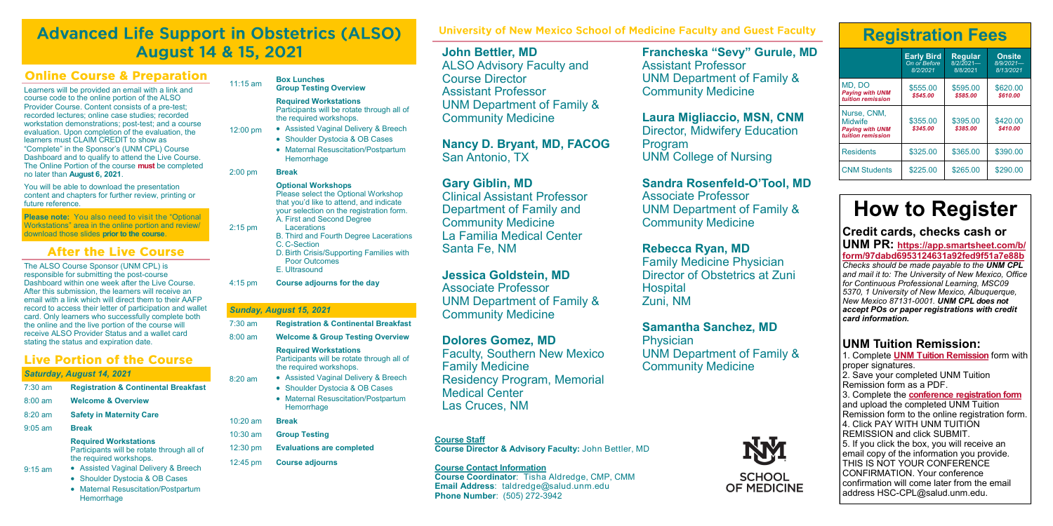# Advanced Life Support in Obstetrics (ALSO) August 14 & 15, 2021

## Online Course & Preparation

Learners will be provided an email with a link and course code to the online portion of the ALSO Provider Course. Content consists of a pre-test; recorded lectures; online case studies; recorded workstation demonstrations; post-test; and a course evaluation. Upon completion of the evaluation, the learners must CLAIM CREDIT to show as "Complete" in the Sponsor's (UNM CPL) Course Dashboard and to qualify to attend the Live Course. The Online Portion of the course **must** be completed no later than **August 6, 2021**.

You will be able to download the presentation content and chapters for further review, printing or future reference.

**Please note:** You also need to visit the "Optional Workstations" area in the online portion and review/ download those slides **prior to the course**.

## After the Live Course

The ALSO Course Sponsor (UNM CPL) is responsible for submitting the post-course Dashboard within one week after the Live Course. After this submission, the learners will receive an email with a link which will direct them to their AAFP record to access their letter of participation and wallet card. Only learners who successfully complete both the online and the live portion of the course will receive ALSO Provider Status and a wallet card stating the status and expiration date.

## Live Portion of the Course

### Saturday, August 14, 2021

| Time | Activity |
|---|---|
| 7:30 am | **Registration & Continental Breakfast** |
| 8:00 am | **Welcome & Overview** |
| 8:20 am | **Safety in Maternity Care** |
| 9:05 am | **Break** |
| 9:15 am | **Required Workstations**<br>Participants will be rotate through all of the required workshops.<br>• Assisted Vaginal Delivery & Breech<br>• Shoulder Dystocia & OB Cases<br>• Maternal Resuscitation/Postpartum Hemorrhage |
| 11:15 am | **Box Lunches**<br>**Group Testing Overview** |
| 12:00 pm | **Required Workstations**<br>Participants will be rotate through all of the required workshops.<br>• Assisted Vaginal Delivery & Breech<br>• Shoulder Dystocia & OB Cases<br>• Maternal Resuscitation/Postpartum Hemorrhage |
| 2:00 pm | **Break** |
| 2:15 pm | **Optional Workshops**<br>Please select the Optional Workshop that you'd like to attend, and indicate your selection on the registration form.<br>A. First and Second Degree Lacerations<br>B. Third and Fourth Degree Lacerations<br>C. C-Section<br>D. Birth Crisis/Supporting Families with Poor Outcomes<br>E. Ultrasound |
| 4:15 pm | **Course adjourns for the day** |

### Sunday, August 15, 2021

| Time | Activity |
|---|---|
| 7:30 am | **Registration & Continental Breakfast** |
| 8:00 am | **Welcome & Group Testing Overview** |
| 8:20 am | **Required Workstations**<br>Participants will be rotate through all of the required workshops.<br>• Assisted Vaginal Delivery & Breech<br>• Shoulder Dystocia & OB Cases<br>• Maternal Resuscitation/Postpartum Hemorrhage |
| 10:20 am | **Break** |
| 10:30 am | **Group Testing** |
| 12:30 pm | **Evaluations are completed** |
| 12:45 pm | **Course adjourns** |

## University of New Mexico School of Medicine Faculty and Guest Faculty

**John Bettler, MD**
ALSO Advisory Faculty and Course Director
Assistant Professor
UNM Department of Family & Community Medicine

**Nancy D. Bryant, MD, FACOG**
San Antonio, TX

**Gary Giblin, MD**
Clinical Assistant Professor
Department of Family and Community Medicine
La Familia Medical Center
Santa Fe, NM

**Jessica Goldstein, MD**
Associate Professor
UNM Department of Family & Community Medicine

**Dolores Gomez, MD**
Faculty, Southern New Mexico Family Medicine Residency Program, Memorial Medical Center
Las Cruces, NM

**Francheska "Sevy" Gurule, MD**
Assistant Professor
UNM Department of Family & Community Medicine

**Laura Migliaccio, MSN, CNM**
Director, Midwifery Education Program
UNM College of Nursing

**Sandra Rosenfeld-O'Tool, MD**
Associate Professor
UNM Department of Family & Community Medicine

**Rebecca Ryan, MD**
Family Medicine Physician
Director of Obstetrics at Zuni Hospital
Zuni, NM

**Samantha Sanchez, MD**
Physician
UNM Department of Family & Community Medicine

**Course Staff**
**Course Director & Advisory Faculty:** John Bettler, MD

**Course Contact Information**
**Course Coordinator**: Tisha Aldredge, CMP, CMM
**Email Address**: taldredge@salud.unm.edu
**Phone Number**: (505) 272-3942

UNM SCHOOL OF MEDICINE

## Registration Fees

| | Early Bird<br>*On or Before 8/2/2021* | Regular<br>*8/2/2021— 8/8/2021* | Onsite<br>*8/9/2021— 8/13/2021* |
|---|---|---|---|
| MD, DO<br>*Paying with UNM tuition remission* | $555.00<br>*$545.00* | $595.00<br>*$585.00* | $620.00<br>*$610.00* |
| Nurse, CNM, Midwife<br>*Paying with UNM tuition remission* | $355.00<br>*$345.00* | $395.00<br>*$385.00* | $420.00<br>*$410.00* |
| Residents | $325.00 | $365.00 | $390.00 |
| CNM Students | $225.00 | $265.00 | $290.00 |

# How to Register

### Credit cards, checks cash or UNM PR: https://app.smartsheet.com/b/form/97dabd6953124631a92fed9f51a7e88b

*Checks should be made payable to the **UNM CPL** and mail it to: The University of New Mexico, Office for Continuous Professional Learning, MSC09 5370, 1 University of New Mexico, Albuquerque, New Mexico 87131-0001. **UNM CPL does not accept POs or paper registrations with credit card information.***

### UNM Tuition Remission:

1. Complete **UNM Tuition Remission** form with proper signatures.
2. Save your completed UNM Tuition Remission form as a PDF.
3. Complete the **conference registration form** and upload the completed UNM Tuition Remission form to the online registration form.
4. Click PAY WITH UNM TUITION REMISSION and click SUBMIT.
5. If you click the box, you will receive an email copy of the information you provide. THIS IS NOT YOUR CONFERENCE CONFIRMATION. Your conference confirmation will come later from the email address HSC-CPL@salud.unm.edu.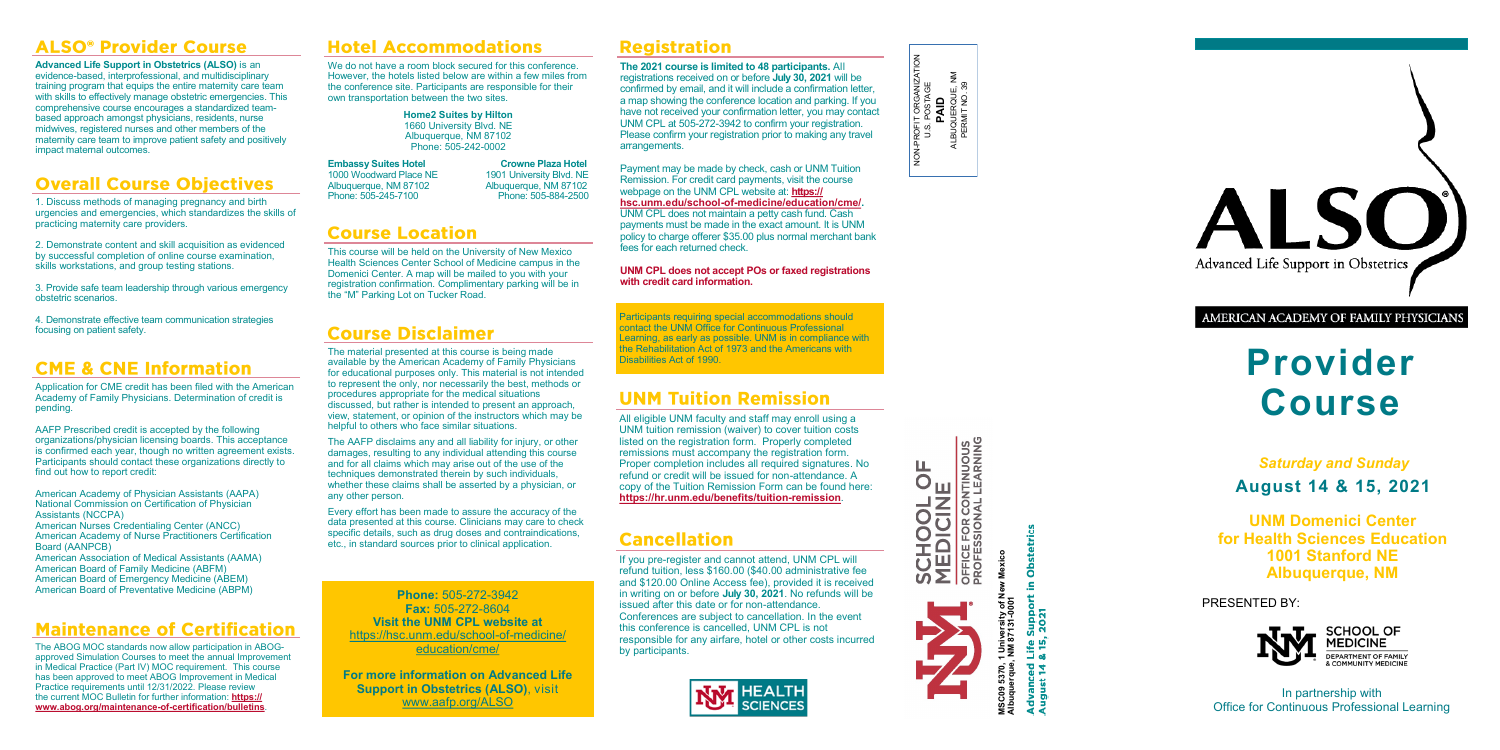## ALSO® Provider Course

**Advanced Life Support in Obstetrics (ALSO)** is an evidence-based, interprofessional, and multidisciplinary training program that equips the entire maternity care team with skills to effectively manage obstetric emergencies. This comprehensive course encourages a standardized team-based approach amongst physicians, residents, nurse midwives, registered nurses and other members of the maternity care team to improve patient safety and positively impact maternal outcomes.

## Overall Course Objectives

1. Discuss methods of managing pregnancy and birth urgencies and emergencies, which standardizes the skills of practicing maternity care providers.

2. Demonstrate content and skill acquisition as evidenced by successful completion of online course examination, skills workstations, and group testing stations.

3. Provide safe team leadership through various emergency obstetric scenarios.

4. Demonstrate effective team communication strategies focusing on patient safety.

## CME & CNE Information

Application for CME credit has been filed with the American Academy of Family Physicians. Determination of credit is pending.

AAFP Prescribed credit is accepted by the following organizations/physician licensing boards. This acceptance is confirmed each year, though no written agreement exists. Participants should contact these organizations directly to find out how to report credit:

American Academy of Physician Assistants (AAPA)
National Commission on Certification of Physician Assistants (NCCPA)
American Nurses Credentialing Center (ANCC)
American Academy of Nurse Practitioners Certification Board (AANPCB)
American Association of Medical Assistants (AAMA)
American Board of Family Medicine (ABFM)
American Board of Emergency Medicine (ABEM)
American Board of Preventative Medicine (ABPM)

## Maintenance of Certification

The ABOG MOC standards now allow participation in ABOG-approved Simulation Courses to meet the annual Improvement in Medical Practice (Part IV) MOC requirement. This course has been approved to meet ABOG Improvement in Medical Practice requirements until 12/31/2022. Please review the current MOC Bulletin for further information: **https://www.abog.org/maintenance-of-certification/bulletins**.

## Hotel Accommodations

We do not have a room block secured for this conference. However, the hotels listed below are within a few miles from the conference site. Participants are responsible for their own transportation between the two sites.

**Home2 Suites by Hilton**
1660 University Blvd. NE
Albuquerque, NM 87102
Phone: 505-242-0002

**Embassy Suites Hotel**
1000 Woodward Place NE
Albuquerque, NM 87102
Phone: 505-245-7100

**Crowne Plaza Hotel**
1901 University Blvd. NE
Albuquerque, NM 87102
Phone: 505-884-2500

## Course Location

This course will be held on the University of New Mexico Health Sciences Center School of Medicine campus in the Domenici Center. A map will be mailed to you with your registration confirmation. Complimentary parking will be in the "M" Parking Lot on Tucker Road.

## Course Disclaimer

The material presented at this course is being made available by the American Academy of Family Physicians for educational purposes only. This material is not intended to represent the only, nor necessarily the best, methods or procedures appropriate for the medical situations discussed, but rather is intended to present an approach, view, statement, or opinion of the instructors which may be helpful to others who face similar situations.

The AAFP disclaims any and all liability for injury, or other damages, resulting to any individual attending this course and for all claims which may arise out of the use of the techniques demonstrated therein by such individuals, whether these claims shall be asserted by a physician, or any other person.

Every effort has been made to assure the accuracy of the data presented at this course. Clinicians may care to check specific details, such as drug doses and contraindications, etc., in standard sources prior to clinical application.

**Phone:** 505-272-3942
**Fax:** 505-272-8604
**Visit the UNM CPL website at**
https://hsc.unm.edu/school-of-medicine/education/cme/

**For more information on Advanced Life Support in Obstetrics (ALSO)**, visit www.aafp.org/ALSO

## Registration

**The 2021 course is limited to 48 participants.** All registrations received on or before **July 30, 2021** will be confirmed by email, and it will include a confirmation letter, a map showing the conference location and parking. If you have not received your confirmation letter, you may contact UNM CPL at 505-272-3942 to confirm your registration. Please confirm your registration prior to making any travel arrangements.

Payment may be made by check, cash or UNM Tuition Remission. For credit card payments, visit the course webpage on the UNM CPL website at: **https://hsc.unm.edu/school-of-medicine/education/cme/.** UNM CPL does not maintain a petty cash fund. Cash payments must be made in the exact amount. It is UNM policy to charge offerer $35.00 plus normal merchant bank fees for each returned check.

**UNM CPL does not accept POs or faxed registrations with credit card information.**

Participants requiring special accommodations should contact the UNM Office for Continuous Professional Learning, as early as possible. UNM is in compliance with the Rehabilitation Act of 1973 and the Americans with Disabilities Act of 1990.

## UNM Tuition Remission

All eligible UNM faculty and staff may enroll using a UNM tuition remission (waiver) to cover tuition costs listed on the registration form. Properly completed remissions must accompany the registration form. Proper completion includes all required signatures. No refund or credit will be issued for non-attendance. A copy of the Tuition Remission Form can be found here: **https://hr.unm.edu/benefits/tuition-remission**.

## Cancellation

If you pre-register and cannot attend, UNM CPL will refund tuition, less $160.00 ($40.00 administrative fee and $120.00 Online Access fee), provided it is received in writing on or before **July 30, 2021**. No refunds will be issued after this date or for non-attendance. Conferences are subject to cancellation. In the event this conference is cancelled, UNM CPL is not responsible for any airfare, hotel or other costs incurred by participants.

UNM HEALTH SCIENCES

NON-PROFIT ORGANIZATION
U.S. POSTAGE
**PAID**
ALBUQUERQUE, NM
PERMIT NO. 39

SCHOOL OF MEDICINE
OFFICE FOR CONTINUOUS PROFESSIONAL LEARNING

MSC09 5370, 1 University of New Mexico
Albuquerque, NM 87131-0001

**Advanced Life Support in Obstetrics**
**August 14 & 15, 2021**

ALSO®
Advanced Life Support in Obstetrics

AMERICAN ACADEMY OF FAMILY PHYSICIANS

# Provider Course

***Saturday and Sunday***

**August 14 & 15, 2021**

**UNM Domenici Center for Health Sciences Education**
**1001 Stanford NE**
**Albuquerque, NM**

PRESENTED BY:

SCHOOL OF MEDICINE
DEPARTMENT OF FAMILY & COMMUNITY MEDICINE

In partnership with
Office for Continuous Professional Learning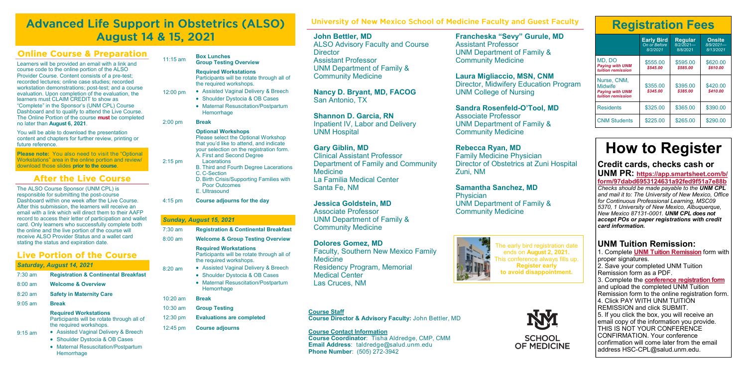# Advanced Life Support in Obstetrics (ALSO) August 14 & 15, 2021

## Online Course & Preparation

Learners will be provided an email with a link and course code to the online portion of the ALSO Provider Course. Content consists of a pre-test; recorded lectures; online case studies; recorded workstation demonstrations; post-test; and a course evaluation. Upon completion of the evaluation, the learners must CLAIM CREDIT to show as "Complete" in the Sponsor's (UNM CPL) Course Dashboard and to qualify to attend the Live Course. The Online Portion of the course **must** be completed no later than **August 6, 2021**.

You will be able to download the presentation content and chapters for further review, printing or future reference.

**Please note:** You also need to visit the "Optional Workstations" area in the online portion and review/ download those slides **prior to the course**.

## After the Live Course

The ALSO Course Sponsor (UNM CPL) is responsible for submitting the post-course Dashboard within one week after the Live Course. After this submission, the learners will receive an email with a link which will direct them to their AAFP record to access their letter of participation and wallet card. Only learners who successfully complete both the online and the live portion of the course will receive ALSO Provider Status and a wallet card stating the status and expiration date.

## Live Portion of the Course

### *Saturday, August 14, 2021*

| | |
|---|---|
| 7:30 am | **Registration & Continental Breakfast** |
| 8:00 am | **Welcome & Overview** |
| 8:20 am | **Safety in Maternity Care** |
| 9:05 am | **Break** |
| 9:15 am | **Required Workstations**<br>Participants will be rotate through all of the required workshops.<br>• Assisted Vaginal Delivery & Breech<br>• Shoulder Dystocia & OB Cases<br>• Maternal Resuscitation/Postpartum Hemorrhage |
| 11:15 am | **Box Lunches**<br>**Group Testing Overview** |
| 12:00 pm | **Required Workstations**<br>Participants will be rotate through all of the required workshops.<br>• Assisted Vaginal Delivery & Breech<br>• Shoulder Dystocia & OB Cases<br>• Maternal Resuscitation/Postpartum Hemorrhage |
| 2:00 pm | **Break** |
| 2:15 pm | **Optional Workshops**<br>Please select the Optional Workshop that you'd like to attend, and indicate your selection on the registration form.<br>A. First and Second Degree Lacerations<br>B. Third and Fourth Degree Lacerations<br>C. C-Section<br>D. Birth Crisis/Supporting Families with Poor Outcomes<br>E. Ultrasound |
| 4:15 pm | **Course adjourns for the day** |

### *Sunday, August 15, 2021*

| | |
|---|---|
| 7:30 am | **Registration & Continental Breakfast** |
| 8:00 am | **Welcome & Group Testing Overview** |
| 8:20 am | **Required Workstations**<br>Participants will be rotate through all of the required workshops.<br>• Assisted Vaginal Delivery & Breech<br>• Shoulder Dystocia & OB Cases<br>• Maternal Resuscitation/Postpartum Hemorrhage |
| 10:20 am | **Break** |
| 10:30 am | **Group Testing** |
| 12:30 pm | **Evaluations are completed** |
| 12:45 pm | **Course adjourns** |

## University of New Mexico School of Medicine Faculty and Guest Faculty

**John Bettler, MD**
ALSO Advisory Faculty and Course Director
Assistant Professor
UNM Department of Family & Community Medicine

**Nancy D. Bryant, MD, FACOG**
San Antonio, TX

**Shannon D. Garcia, RN**
Inpatient IV, Labor and Delivery
UNM Hospital

**Gary Giblin, MD**
Clinical Assistant Professor
Department of Family and Community Medicine
La Familia Medical Center
Santa Fe, NM

**Jessica Goldstein, MD**
Associate Professor
UNM Department of Family & Community Medicine

**Dolores Gomez, MD**
Faculty, Southern New Mexico Family Medicine
Residency Program, Memorial Medical Center
Las Cruces, NM

**Francheska "Sevy" Gurule, MD**
Assistant Professor
UNM Department of Family & Community Medicine

**Laura Migliaccio, MSN, CNM**
Director, Midwifery Education Program
UNM College of Nursing

**Sandra Rosenfeld-O'Tool, MD**
Associate Professor
UNM Department of Family & Community Medicine

**Rebecca Ryan, MD**
Family Medicine Physician
Director of Obstetrics at Zuni Hospital
Zuni, NM

**Samantha Sanchez, MD**
Physician
UNM Department of Family & Community Medicine

The early bird registration date ends on **August 2, 2021.** This conference always fills up. **Register early to avoid disappointment.**

**Course Staff**
**Course Director & Advisory Faculty:** John Bettler, MD

**Course Contact Information**
**Course Coordinator**: Tisha Aldredge, CMP, CMM
**Email Address**: taldredge@salud.unm.edu
**Phone Number**: (505) 272-3942

SCHOOL OF MEDICINE

# Registration Fees

| | **Early Bird** *On or Before 8/2/2021* | **Regular** *8/2/2021—8/8/2021* | **Onsite** *8/9/2021—8/13/2021* |
|---|---|---|---|
| MD, DO *Paying with UNM tuition remission* | $555.00 *$545.00* | $595.00 *$585.00* | $620.00 *$610.00* |
| Nurse, CNM, Midwife *Paying with UNM tuition remission* | $355.00 *$345.00* | $395.00 *$385.00* | $420.00 *$410.00* |
| Residents | $325.00 | $365.00 | $390.00 |
| CNM Students | $225.00 | $265.00 | $290.00 |

# How to Register

### Credit cards, checks cash or UNM PR: https://app.smartsheet.com/b/form/97dabd6953124631a92fed9f51a7e88b

*Checks should be made payable to the **UNM CPL** and mail it to: The University of New Mexico, Office for Continuous Professional Learning, MSC09 5370, 1 University of New Mexico, Albuquerque, New Mexico 87131-0001. **UNM CPL does not accept POs or paper registrations with credit card information.***

### UNM Tuition Remission:

1. Complete **UNM Tuition Remission** form with proper signatures.
2. Save your completed UNM Tuition Remission form as a PDF.
3. Complete the **conference registration form** and upload the completed UNM Tuition Remission form to the online registration form.
4. Click PAY WITH UNM TUITION REMISSION and click SUBMIT.
5. If you click the box, you will receive an email copy of the information you provide. THIS IS NOT YOUR CONFERENCE CONFIRMATION. Your conference confirmation will come later from the email address HSC-CPL@salud.unm.edu.